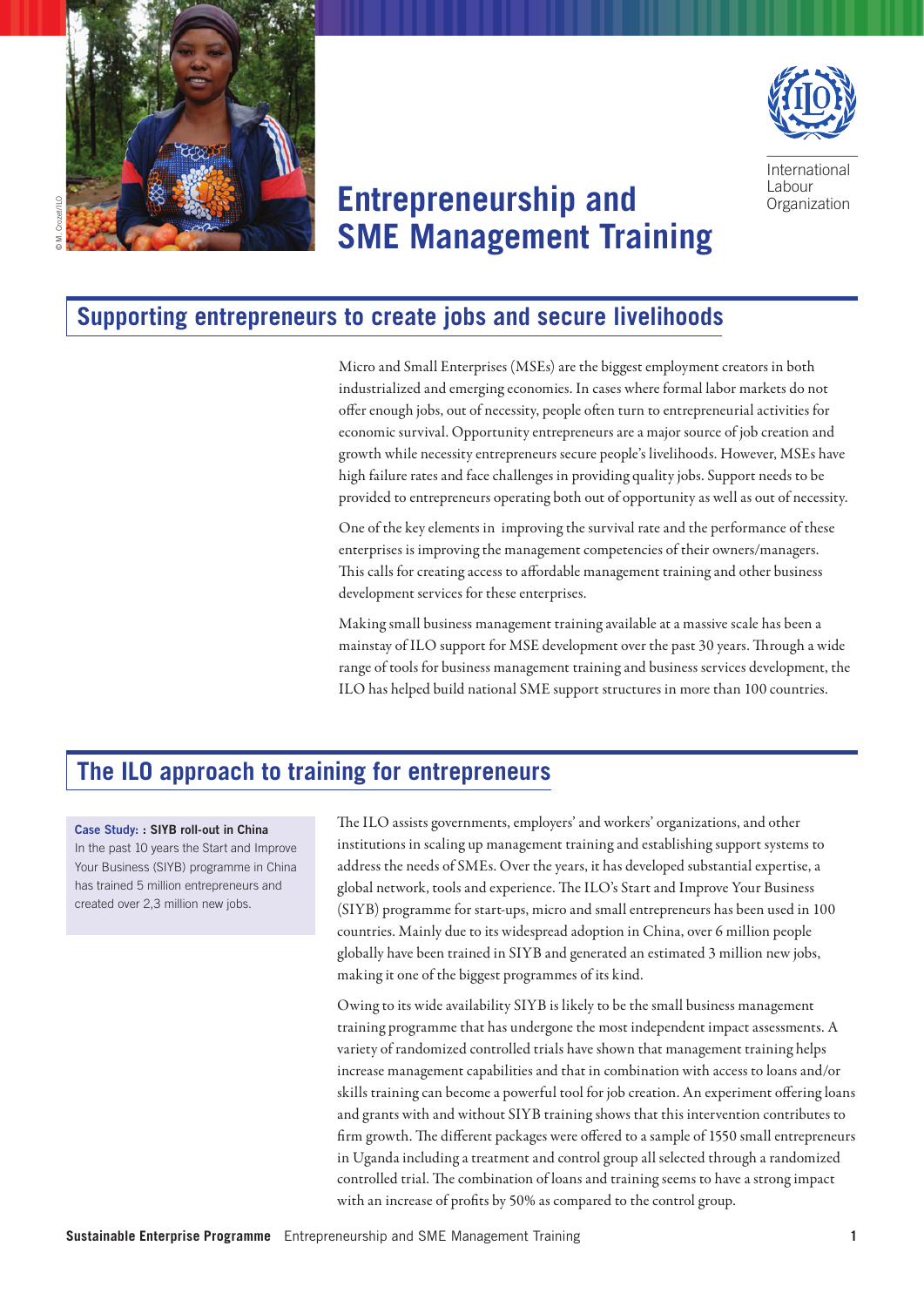# Entrepreneurship and SME Management Training

International Labour Organization

## Supporting entrepreneurs to create jobs and secure livelihoods

Micro and Small Enterprises (MSEs) are the biggest employment creators in both industrialized and emerging economies. In cases where formal labor markets do not offer enough jobs, out of necessity, people often turn to entrepreneurial activities for economic survival. Opportunity entrepreneurs are a major source of job creation and growth while necessity entrepreneurs secure people's livelihoods. However, MSEs have high failure rates and face challenges in providing quality jobs. Support needs to be provided to entrepreneurs operating both out of opportunity as well as out of necessity.

One of the key elements in improving the survival rate and the performance of these enterprises is improving the management competencies of their owners/managers. This calls for creating access to affordable management training and other business development services for these enterprises.

Making small business management training available at a massive scale has been a mainstay of ILO support for MSE development over the past 30 years. Through a wide range of tools for business management training and business services development, the ILO has helped build national SME support structures in more than 100 countries.

## The ILO approach to training for entrepreneurs

**Case Study: : SIYB roll-out in China**
In the past 10 years the Start and Improve Your Business (SIYB) programme in China has trained 5 million entrepreneurs and created over 2,3 million new jobs.

The ILO assists governments, employers' and workers' organizations, and other institutions in scaling up management training and establishing support systems to address the needs of SMEs. Over the years, it has developed substantial expertise, a global network, tools and experience. The ILO's Start and Improve Your Business (SIYB) programme for start-ups, micro and small entrepreneurs has been used in 100 countries. Mainly due to its widespread adoption in China, over 6 million people globally have been trained in SIYB and generated an estimated 3 million new jobs, making it one of the biggest programmes of its kind.

Owing to its wide availability SIYB is likely to be the small business management training programme that has undergone the most independent impact assessments. A variety of randomized controlled trials have shown that management training helps increase management capabilities and that in combination with access to loans and/or skills training can become a powerful tool for job creation. An experiment offering loans and grants with and without SIYB training shows that this intervention contributes to firm growth. The different packages were offered to a sample of 1550 small entrepreneurs in Uganda including a treatment and control group all selected through a randomized controlled trial. The combination of loans and training seems to have a strong impact with an increase of profits by 50% as compared to the control group.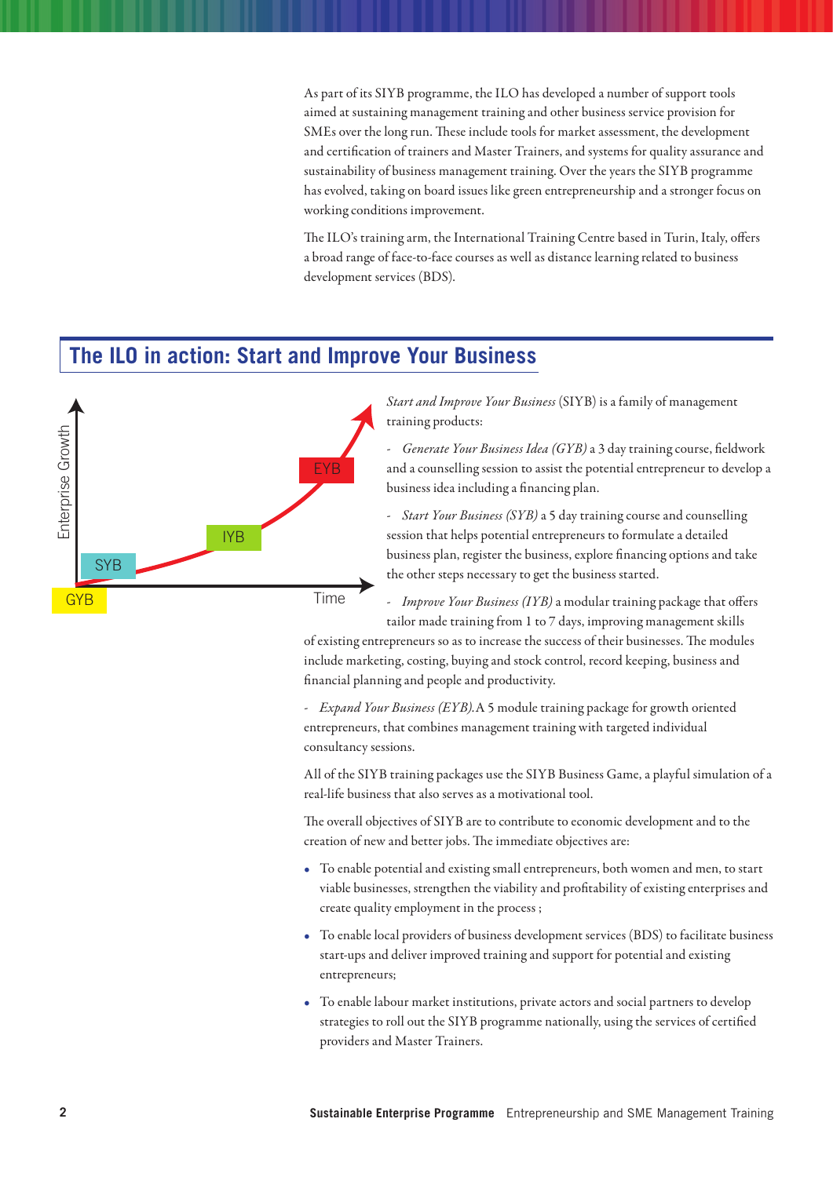As part of its SIYB programme, the ILO has developed a number of support tools aimed at sustaining management training and other business service provision for SMEs over the long run. These include tools for market assessment, the development and certification of trainers and Master Trainers, and systems for quality assurance and sustainability of business management training. Over the years the SIYB programme has evolved, taking on board issues like green entrepreneurship and a stronger focus on working conditions improvement.

The ILO's training arm, the International Training Centre based in Turin, Italy, offers a broad range of face-to-face courses as well as distance learning related to business development services (BDS).

## The ILO in action: Start and Improve Your Business

*Start and Improve Your Business* (SIYB) is a family of management training products:

- *Generate Your Business Idea (GYB)* a 3 day training course, fieldwork and a counselling session to assist the potential entrepreneur to develop a business idea including a financing plan.
- *Start Your Business (SYB)* a 5 day training course and counselling session that helps potential entrepreneurs to formulate a detailed business plan, register the business, explore financing options and take the other steps necessary to get the business started.
- *Improve Your Business (IYB)* a modular training package that offers tailor made training from 1 to 7 days, improving management skills of existing entrepreneurs so as to increase the success of their businesses. The modules include marketing, costing, buying and stock control, record keeping, business and financial planning and people and productivity.
- *Expand Your Business (EYB).* A 5 module training package for growth oriented entrepreneurs, that combines management training with targeted individual consultancy sessions.

All of the SIYB training packages use the SIYB Business Game, a playful simulation of a real-life business that also serves as a motivational tool.

The overall objectives of SIYB are to contribute to economic development and to the creation of new and better jobs. The immediate objectives are:

- To enable potential and existing small entrepreneurs, both women and men, to start viable businesses, strengthen the viability and profitability of existing enterprises and create quality employment in the process ;
- To enable local providers of business development services (BDS) to facilitate business start-ups and deliver improved training and support for potential and existing entrepreneurs;
- To enable labour market institutions, private actors and social partners to develop strategies to roll out the SIYB programme nationally, using the services of certified providers and Master Trainers.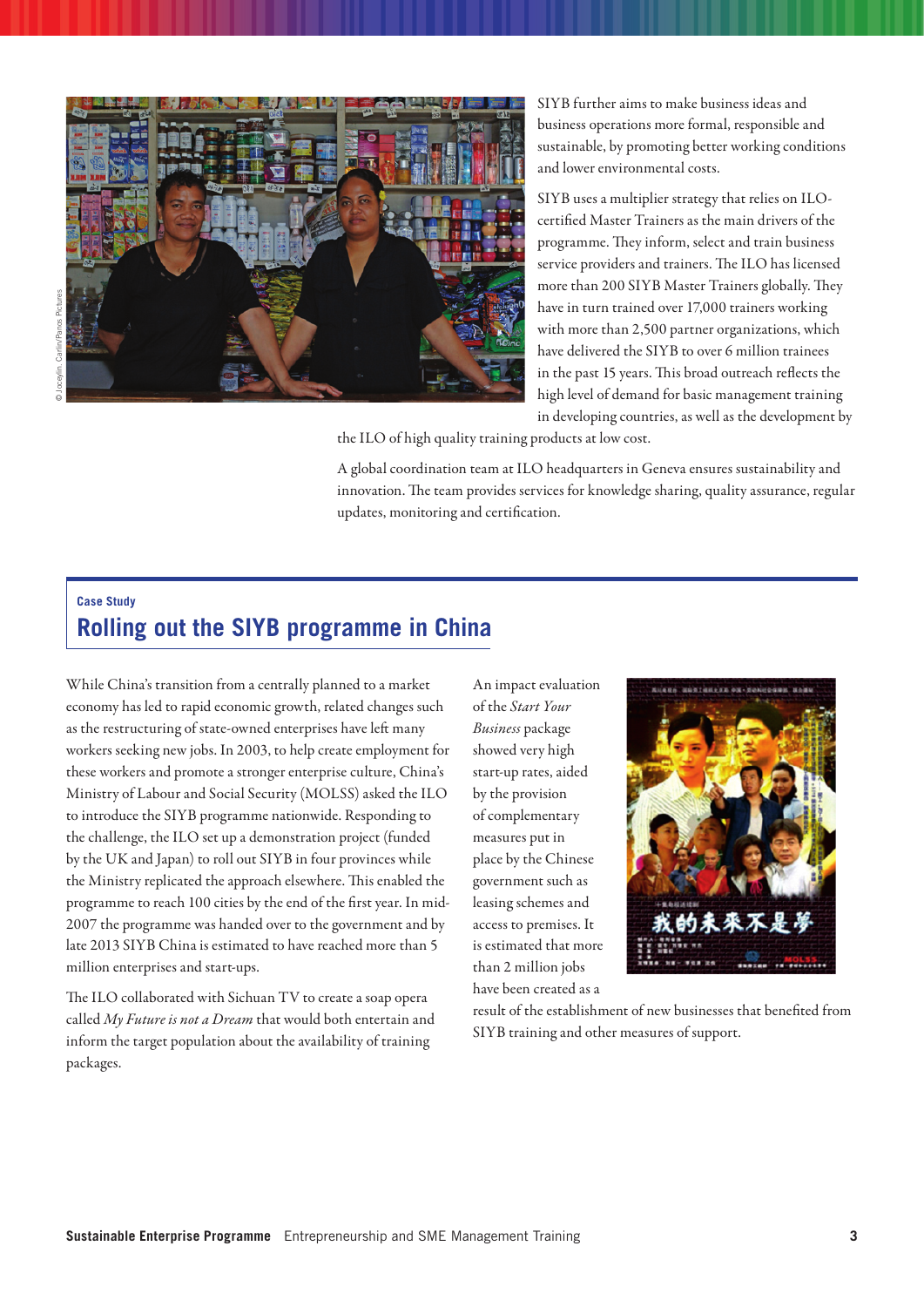SIYB further aims to make business ideas and business operations more formal, responsible and sustainable, by promoting better working conditions and lower environmental costs.

SIYB uses a multiplier strategy that relies on ILO-certified Master Trainers as the main drivers of the programme. They inform, select and train business service providers and trainers. The ILO has licensed more than 200 SIYB Master Trainers globally. They have in turn trained over 17,000 trainers working with more than 2,500 partner organizations, which have delivered the SIYB to over 6 million trainees in the past 15 years. This broad outreach reflects the high level of demand for basic management training in developing countries, as well as the development by the ILO of high quality training products at low cost.

A global coordination team at ILO headquarters in Geneva ensures sustainability and innovation. The team provides services for knowledge sharing, quality assurance, regular updates, monitoring and certification.

Case Study

## Rolling out the SIYB programme in China

While China's transition from a centrally planned to a market economy has led to rapid economic growth, related changes such as the restructuring of state-owned enterprises have left many workers seeking new jobs. In 2003, to help create employment for these workers and promote a stronger enterprise culture, China's Ministry of Labour and Social Security (MOLSS) asked the ILO to introduce the SIYB programme nationwide. Responding to the challenge, the ILO set up a demonstration project (funded by the UK and Japan) to roll out SIYB in four provinces while the Ministry replicated the approach elsewhere. This enabled the programme to reach 100 cities by the end of the first year. In mid-2007 the programme was handed over to the government and by late 2013 SIYB China is estimated to have reached more than 5 million enterprises and start-ups.

The ILO collaborated with Sichuan TV to create a soap opera called *My Future is not a Dream* that would both entertain and inform the target population about the availability of training packages.

An impact evaluation of the *Start Your Business* package showed very high start-up rates, aided by the provision of complementary measures put in place by the Chinese government such as leasing schemes and access to premises. It is estimated that more than 2 million jobs have been created as a result of the establishment of new businesses that benefited from SIYB training and other measures of support.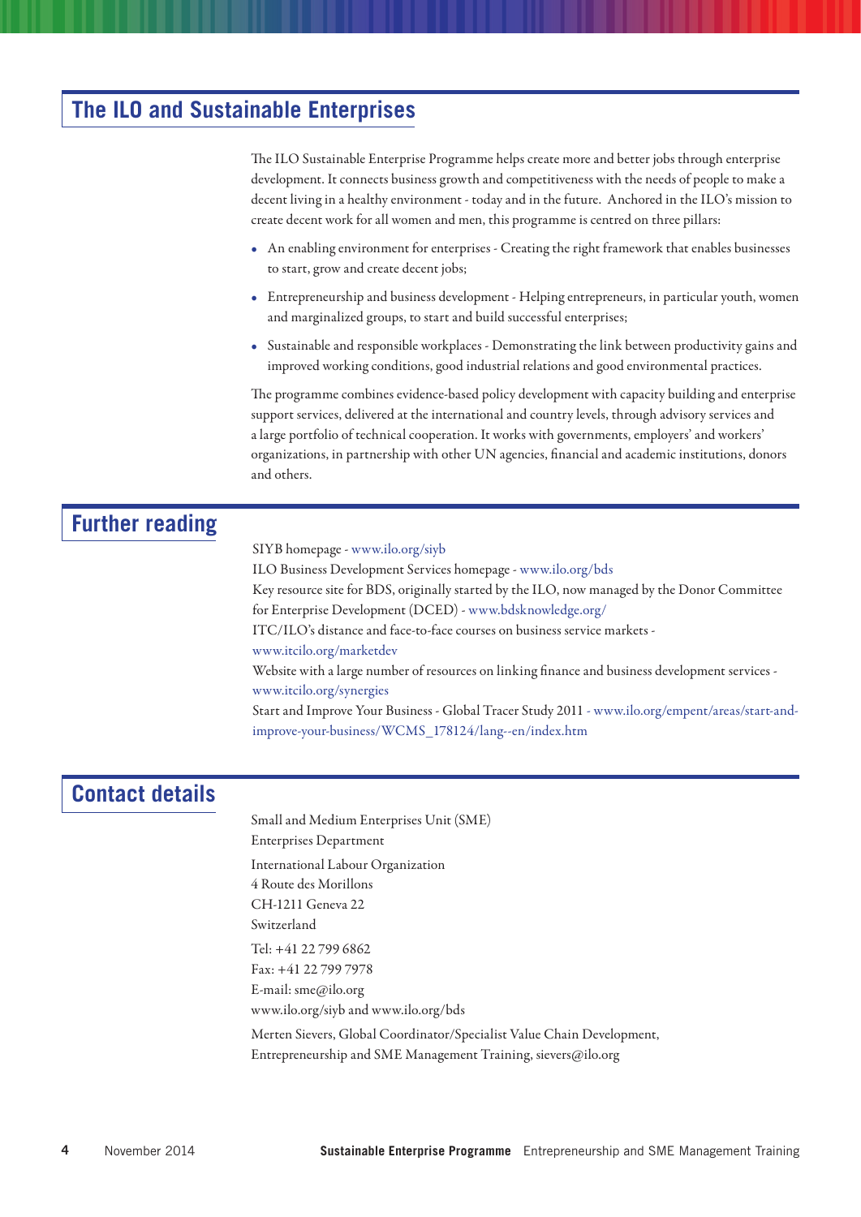## The ILO and Sustainable Enterprises

The ILO Sustainable Enterprise Programme helps create more and better jobs through enterprise development. It connects business growth and competitiveness with the needs of people to make a decent living in a healthy environment - today and in the future. Anchored in the ILO's mission to create decent work for all women and men, this programme is centred on three pillars:

- An enabling environment for enterprises - Creating the right framework that enables businesses to start, grow and create decent jobs;
- Entrepreneurship and business development - Helping entrepreneurs, in particular youth, women and marginalized groups, to start and build successful enterprises;
- Sustainable and responsible workplaces - Demonstrating the link between productivity gains and improved working conditions, good industrial relations and good environmental practices.

The programme combines evidence-based policy development with capacity building and enterprise support services, delivered at the international and country levels, through advisory services and a large portfolio of technical cooperation. It works with governments, employers' and workers' organizations, in partnership with other UN agencies, financial and academic institutions, donors and others.

## Further reading

SIYB homepage - www.ilo.org/siyb
ILO Business Development Services homepage - www.ilo.org/bds
Key resource site for BDS, originally started by the ILO, now managed by the Donor Committee for Enterprise Development (DCED) - www.bdsknowledge.org/
ITC/ILO's distance and face-to-face courses on business service markets - www.itcilo.org/marketdev
Website with a large number of resources on linking finance and business development services - www.itcilo.org/synergies
Start and Improve Your Business - Global Tracer Study 2011 - www.ilo.org/empent/areas/start-and-improve-your-business/WCMS_178124/lang--en/index.htm

## Contact details

Small and Medium Enterprises Unit (SME)
Enterprises Department

International Labour Organization
4 Route des Morillons
CH-1211 Geneva 22
Switzerland

Tel: +41 22 799 6862
Fax: +41 22 799 7978
E-mail: sme@ilo.org
www.ilo.org/siyb and www.ilo.org/bds

Merten Sievers, Global Coordinator/Specialist Value Chain Development, Entrepreneurship and SME Management Training, sievers@ilo.org